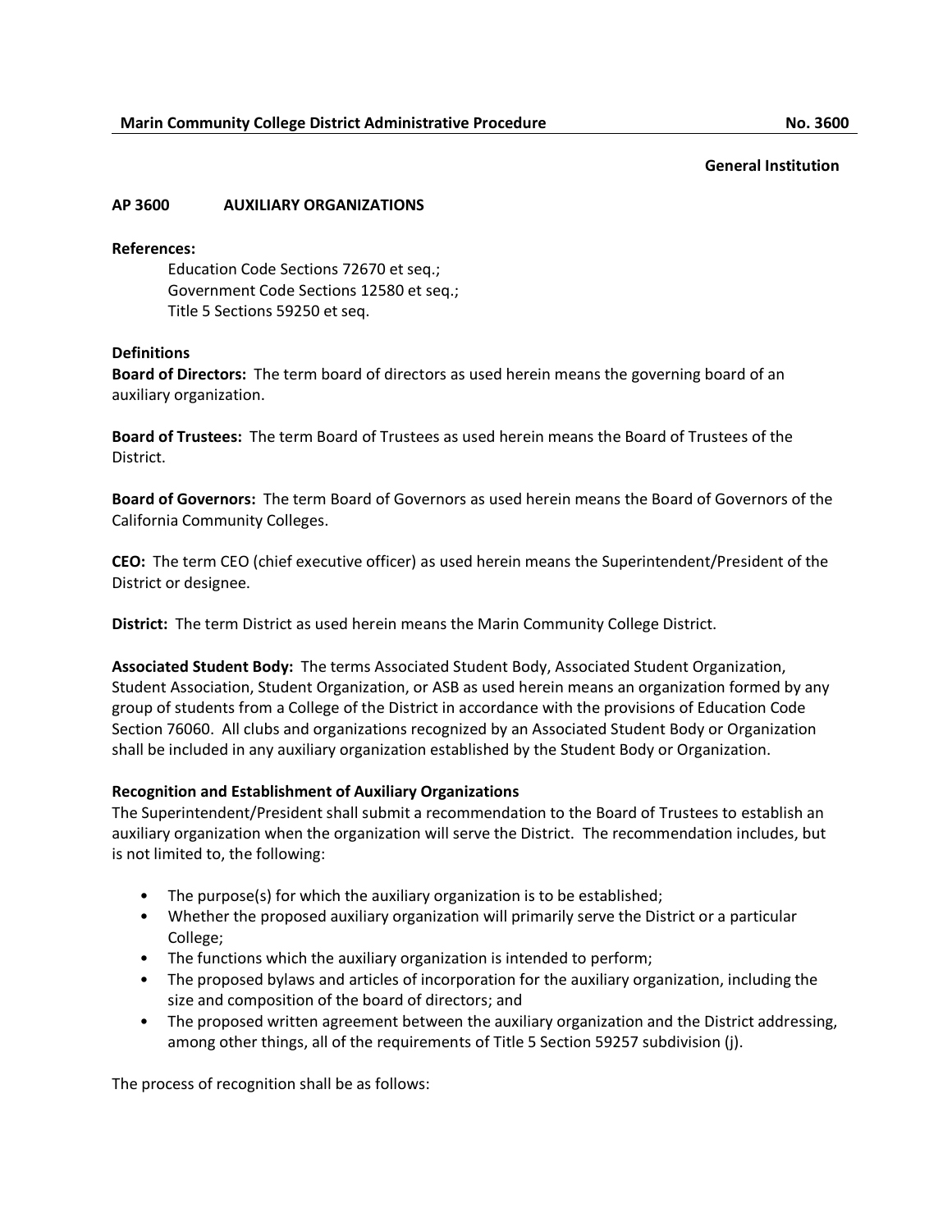**Marin Community College District Administrative Procedure** **No. 3600**

**General Institution**

## AP 3600 AUXILIARY ORGANIZATIONS

**References:**

Education Code Sections 72670 et seq.;
Government Code Sections 12580 et seq.;
Title 5 Sections 59250 et seq.

### Definitions

**Board of Directors:** The term board of directors as used herein means the governing board of an auxiliary organization.

**Board of Trustees:** The term Board of Trustees as used herein means the Board of Trustees of the District.

**Board of Governors:** The term Board of Governors as used herein means the Board of Governors of the California Community Colleges.

**CEO:** The term CEO (chief executive officer) as used herein means the Superintendent/President of the District or designee.

**District:** The term District as used herein means the Marin Community College District.

**Associated Student Body:** The terms Associated Student Body, Associated Student Organization, Student Association, Student Organization, or ASB as used herein means an organization formed by any group of students from a College of the District in accordance with the provisions of Education Code Section 76060. All clubs and organizations recognized by an Associated Student Body or Organization shall be included in any auxiliary organization established by the Student Body or Organization.

### Recognition and Establishment of Auxiliary Organizations

The Superintendent/President shall submit a recommendation to the Board of Trustees to establish an auxiliary organization when the organization will serve the District. The recommendation includes, but is not limited to, the following:

- The purpose(s) for which the auxiliary organization is to be established;
- Whether the proposed auxiliary organization will primarily serve the District or a particular College;
- The functions which the auxiliary organization is intended to perform;
- The proposed bylaws and articles of incorporation for the auxiliary organization, including the size and composition of the board of directors; and
- The proposed written agreement between the auxiliary organization and the District addressing, among other things, all of the requirements of Title 5 Section 59257 subdivision (j).

The process of recognition shall be as follows: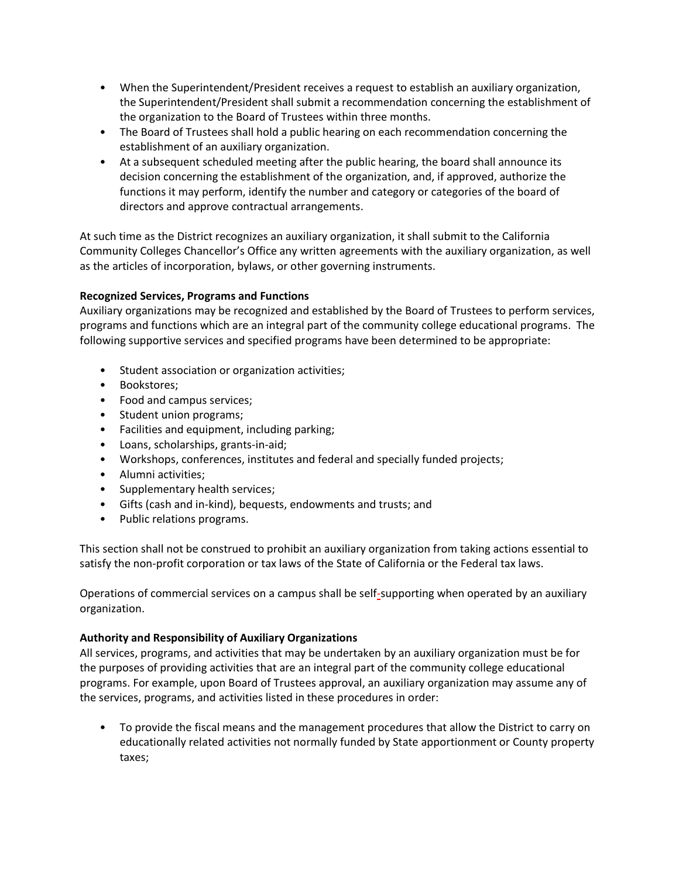- When the Superintendent/President receives a request to establish an auxiliary organization, the Superintendent/President shall submit a recommendation concerning the establishment of the organization to the Board of Trustees within three months.
- The Board of Trustees shall hold a public hearing on each recommendation concerning the establishment of an auxiliary organization.
- At a subsequent scheduled meeting after the public hearing, the board shall announce its decision concerning the establishment of the organization, and, if approved, authorize the functions it may perform, identify the number and category or categories of the board of directors and approve contractual arrangements.

At such time as the District recognizes an auxiliary organization, it shall submit to the California Community Colleges Chancellor's Office any written agreements with the auxiliary organization, as well as the articles of incorporation, bylaws, or other governing instruments.

**Recognized Services, Programs and Functions**
Auxiliary organizations may be recognized and established by the Board of Trustees to perform services, programs and functions which are an integral part of the community college educational programs. The following supportive services and specified programs have been determined to be appropriate:

- Student association or organization activities;
- Bookstores;
- Food and campus services;
- Student union programs;
- Facilities and equipment, including parking;
- Loans, scholarships, grants-in-aid;
- Workshops, conferences, institutes and federal and specially funded projects;
- Alumni activities;
- Supplementary health services;
- Gifts (cash and in-kind), bequests, endowments and trusts; and
- Public relations programs.

This section shall not be construed to prohibit an auxiliary organization from taking actions essential to satisfy the non-profit corporation or tax laws of the State of California or the Federal tax laws.

Operations of commercial services on a campus shall be self-supporting when operated by an auxiliary organization.

**Authority and Responsibility of Auxiliary Organizations**
All services, programs, and activities that may be undertaken by an auxiliary organization must be for the purposes of providing activities that are an integral part of the community college educational programs. For example, upon Board of Trustees approval, an auxiliary organization may assume any of the services, programs, and activities listed in these procedures in order:

- To provide the fiscal means and the management procedures that allow the District to carry on educationally related activities not normally funded by State apportionment or County property taxes;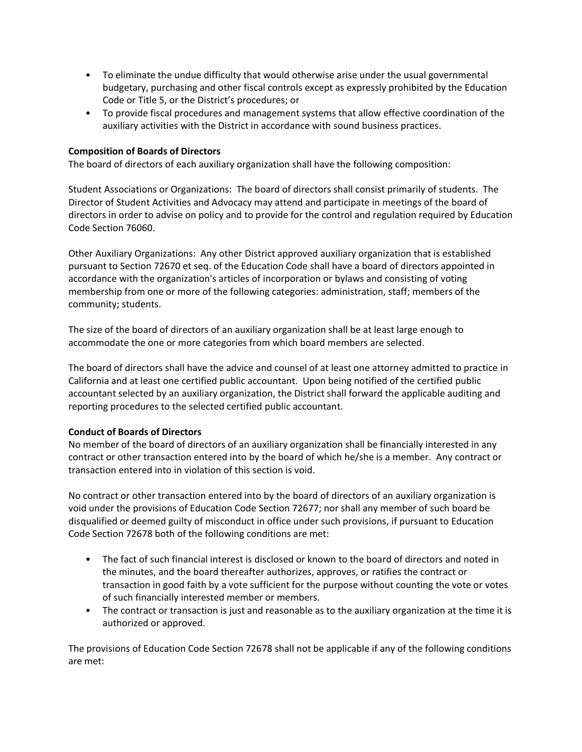- To eliminate the undue difficulty that would otherwise arise under the usual governmental budgetary, purchasing and other fiscal controls except as expressly prohibited by the Education Code or Title 5, or the District's procedures; or
- To provide fiscal procedures and management systems that allow effective coordination of the auxiliary activities with the District in accordance with sound business practices.

**Composition of Boards of Directors**
The board of directors of each auxiliary organization shall have the following composition:

Student Associations or Organizations: The board of directors shall consist primarily of students. The Director of Student Activities and Advocacy may attend and participate in meetings of the board of directors in order to advise on policy and to provide for the control and regulation required by Education Code Section 76060.

Other Auxiliary Organizations: Any other District approved auxiliary organization that is established pursuant to Section 72670 et seq. of the Education Code shall have a board of directors appointed in accordance with the organization's articles of incorporation or bylaws and consisting of voting membership from one or more of the following categories: administration, staff; members of the community; students.

The size of the board of directors of an auxiliary organization shall be at least large enough to accommodate the one or more categories from which board members are selected.

The board of directors shall have the advice and counsel of at least one attorney admitted to practice in California and at least one certified public accountant. Upon being notified of the certified public accountant selected by an auxiliary organization, the District shall forward the applicable auditing and reporting procedures to the selected certified public accountant.

**Conduct of Boards of Directors**
No member of the board of directors of an auxiliary organization shall be financially interested in any contract or other transaction entered into by the board of which he/she is a member. Any contract or transaction entered into in violation of this section is void.

No contract or other transaction entered into by the board of directors of an auxiliary organization is void under the provisions of Education Code Section 72677; nor shall any member of such board be disqualified or deemed guilty of misconduct in office under such provisions, if pursuant to Education Code Section 72678 both of the following conditions are met:

- The fact of such financial interest is disclosed or known to the board of directors and noted in the minutes, and the board thereafter authorizes, approves, or ratifies the contract or transaction in good faith by a vote sufficient for the purpose without counting the vote or votes of such financially interested member or members.
- The contract or transaction is just and reasonable as to the auxiliary organization at the time it is authorized or approved.

The provisions of Education Code Section 72678 shall not be applicable if any of the following conditions are met: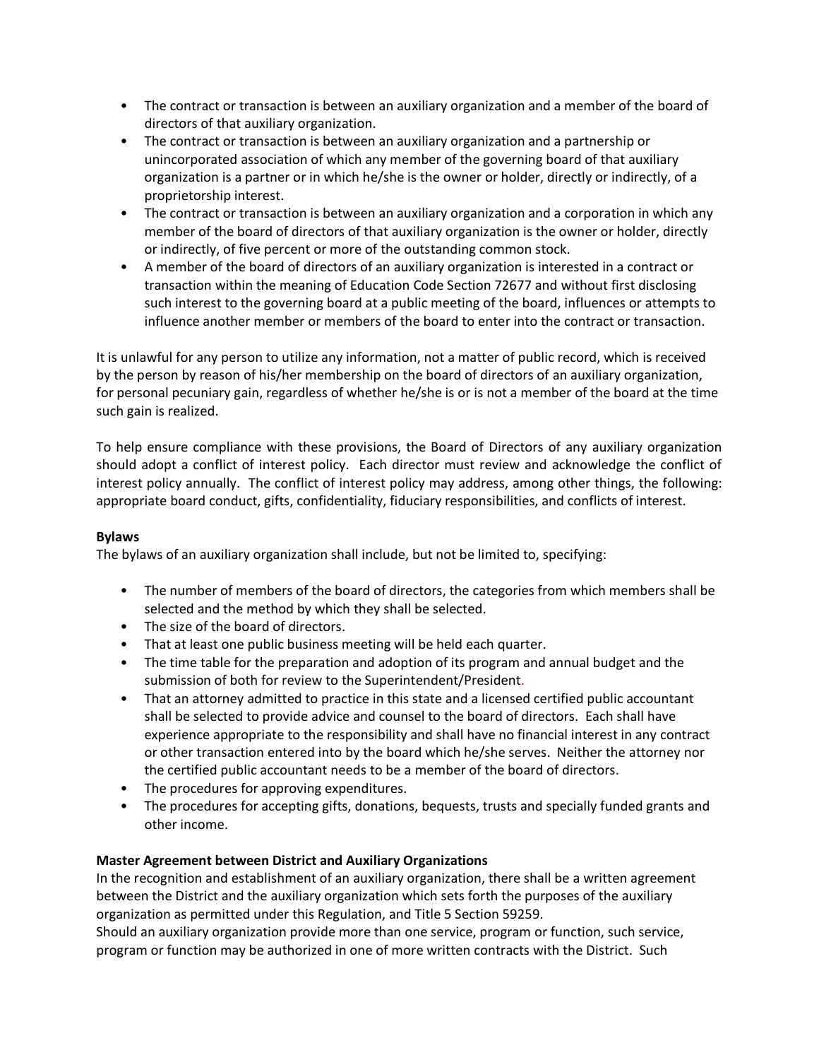- The contract or transaction is between an auxiliary organization and a member of the board of directors of that auxiliary organization.
- The contract or transaction is between an auxiliary organization and a partnership or unincorporated association of which any member of the governing board of that auxiliary organization is a partner or in which he/she is the owner or holder, directly or indirectly, of a proprietorship interest.
- The contract or transaction is between an auxiliary organization and a corporation in which any member of the board of directors of that auxiliary organization is the owner or holder, directly or indirectly, of five percent or more of the outstanding common stock.
- A member of the board of directors of an auxiliary organization is interested in a contract or transaction within the meaning of Education Code Section 72677 and without first disclosing such interest to the governing board at a public meeting of the board, influences or attempts to influence another member or members of the board to enter into the contract or transaction.

It is unlawful for any person to utilize any information, not a matter of public record, which is received by the person by reason of his/her membership on the board of directors of an auxiliary organization, for personal pecuniary gain, regardless of whether he/she is or is not a member of the board at the time such gain is realized.

To help ensure compliance with these provisions, the Board of Directors of any auxiliary organization should adopt a conflict of interest policy. Each director must review and acknowledge the conflict of interest policy annually. The conflict of interest policy may address, among other things, the following: appropriate board conduct, gifts, confidentiality, fiduciary responsibilities, and conflicts of interest.

**Bylaws**

The bylaws of an auxiliary organization shall include, but not be limited to, specifying:

- The number of members of the board of directors, the categories from which members shall be selected and the method by which they shall be selected.
- The size of the board of directors.
- That at least one public business meeting will be held each quarter.
- The time table for the preparation and adoption of its program and annual budget and the submission of both for review to the Superintendent/President.
- That an attorney admitted to practice in this state and a licensed certified public accountant shall be selected to provide advice and counsel to the board of directors. Each shall have experience appropriate to the responsibility and shall have no financial interest in any contract or other transaction entered into by the board which he/she serves. Neither the attorney nor the certified public accountant needs to be a member of the board of directors.
- The procedures for approving expenditures.
- The procedures for accepting gifts, donations, bequests, trusts and specially funded grants and other income.

**Master Agreement between District and Auxiliary Organizations**

In the recognition and establishment of an auxiliary organization, there shall be a written agreement between the District and the auxiliary organization which sets forth the purposes of the auxiliary organization as permitted under this Regulation, and Title 5 Section 59259.

Should an auxiliary organization provide more than one service, program or function, such service, program or function may be authorized in one of more written contracts with the District. Such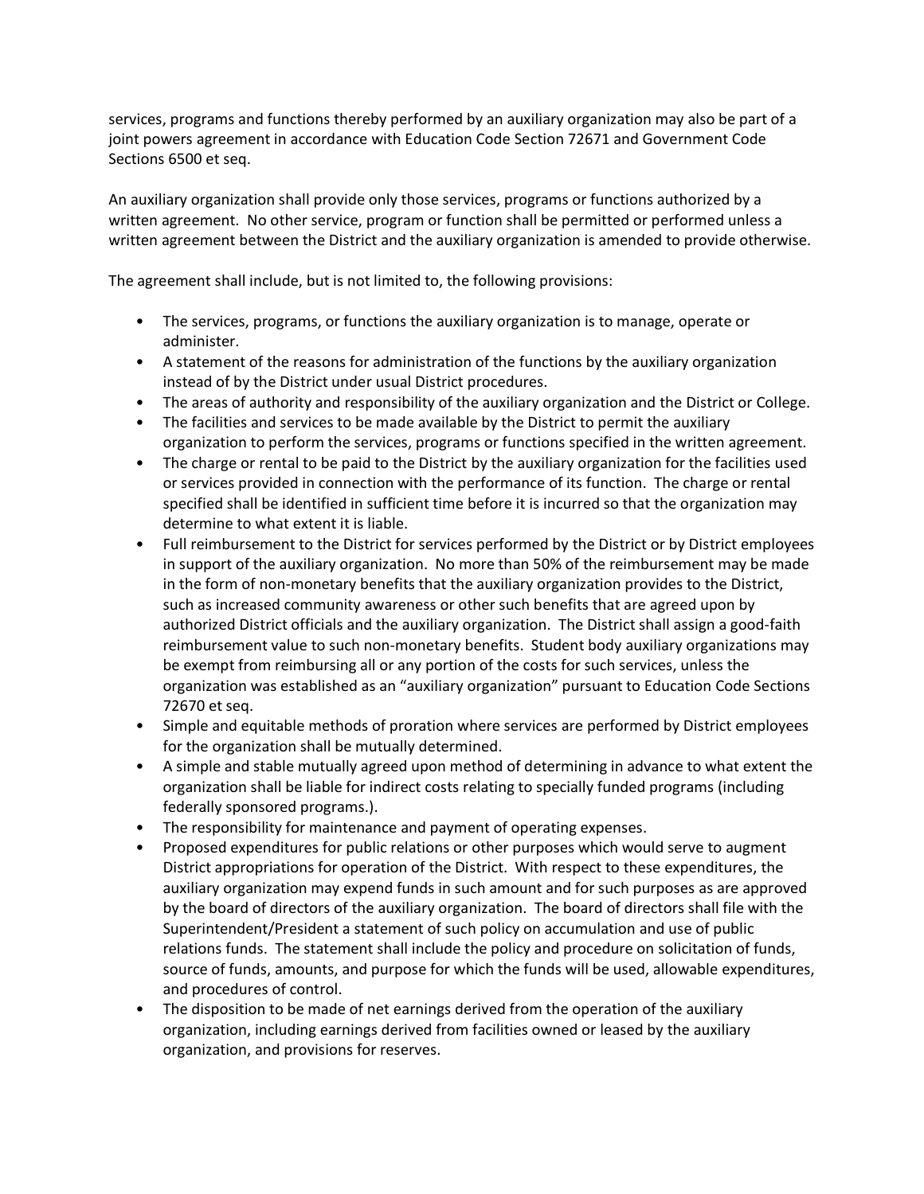services, programs and functions thereby performed by an auxiliary organization may also be part of a joint powers agreement in accordance with Education Code Section 72671 and Government Code Sections 6500 et seq.

An auxiliary organization shall provide only those services, programs or functions authorized by a written agreement. No other service, program or function shall be permitted or performed unless a written agreement between the District and the auxiliary organization is amended to provide otherwise.

The agreement shall include, but is not limited to, the following provisions:

- The services, programs, or functions the auxiliary organization is to manage, operate or administer.
- A statement of the reasons for administration of the functions by the auxiliary organization instead of by the District under usual District procedures.
- The areas of authority and responsibility of the auxiliary organization and the District or College.
- The facilities and services to be made available by the District to permit the auxiliary organization to perform the services, programs or functions specified in the written agreement.
- The charge or rental to be paid to the District by the auxiliary organization for the facilities used or services provided in connection with the performance of its function. The charge or rental specified shall be identified in sufficient time before it is incurred so that the organization may determine to what extent it is liable.
- Full reimbursement to the District for services performed by the District or by District employees in support of the auxiliary organization. No more than 50% of the reimbursement may be made in the form of non-monetary benefits that the auxiliary organization provides to the District, such as increased community awareness or other such benefits that are agreed upon by authorized District officials and the auxiliary organization. The District shall assign a good-faith reimbursement value to such non-monetary benefits. Student body auxiliary organizations may be exempt from reimbursing all or any portion of the costs for such services, unless the organization was established as an "auxiliary organization" pursuant to Education Code Sections 72670 et seq.
- Simple and equitable methods of proration where services are performed by District employees for the organization shall be mutually determined.
- A simple and stable mutually agreed upon method of determining in advance to what extent the organization shall be liable for indirect costs relating to specially funded programs (including federally sponsored programs.).
- The responsibility for maintenance and payment of operating expenses.
- Proposed expenditures for public relations or other purposes which would serve to augment District appropriations for operation of the District. With respect to these expenditures, the auxiliary organization may expend funds in such amount and for such purposes as are approved by the board of directors of the auxiliary organization. The board of directors shall file with the Superintendent/President a statement of such policy on accumulation and use of public relations funds. The statement shall include the policy and procedure on solicitation of funds, source of funds, amounts, and purpose for which the funds will be used, allowable expenditures, and procedures of control.
- The disposition to be made of net earnings derived from the operation of the auxiliary organization, including earnings derived from facilities owned or leased by the auxiliary organization, and provisions for reserves.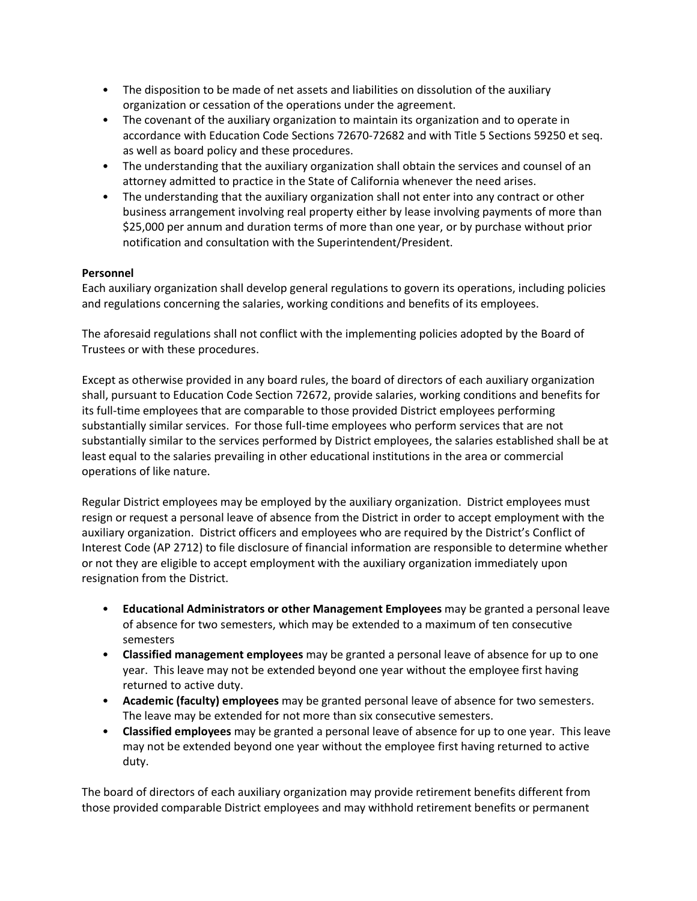- The disposition to be made of net assets and liabilities on dissolution of the auxiliary organization or cessation of the operations under the agreement.
- The covenant of the auxiliary organization to maintain its organization and to operate in accordance with Education Code Sections 72670-72682 and with Title 5 Sections 59250 et seq. as well as board policy and these procedures.
- The understanding that the auxiliary organization shall obtain the services and counsel of an attorney admitted to practice in the State of California whenever the need arises.
- The understanding that the auxiliary organization shall not enter into any contract or other business arrangement involving real property either by lease involving payments of more than $25,000 per annum and duration terms of more than one year, or by purchase without prior notification and consultation with the Superintendent/President.

**Personnel**
Each auxiliary organization shall develop general regulations to govern its operations, including policies and regulations concerning the salaries, working conditions and benefits of its employees.

The aforesaid regulations shall not conflict with the implementing policies adopted by the Board of Trustees or with these procedures.

Except as otherwise provided in any board rules, the board of directors of each auxiliary organization shall, pursuant to Education Code Section 72672, provide salaries, working conditions and benefits for its full-time employees that are comparable to those provided District employees performing substantially similar services. For those full-time employees who perform services that are not substantially similar to the services performed by District employees, the salaries established shall be at least equal to the salaries prevailing in other educational institutions in the area or commercial operations of like nature.

Regular District employees may be employed by the auxiliary organization. District employees must resign or request a personal leave of absence from the District in order to accept employment with the auxiliary organization. District officers and employees who are required by the District's Conflict of Interest Code (AP 2712) to file disclosure of financial information are responsible to determine whether or not they are eligible to accept employment with the auxiliary organization immediately upon resignation from the District.

- **Educational Administrators or other Management Employees** may be granted a personal leave of absence for two semesters, which may be extended to a maximum of ten consecutive semesters
- **Classified management employees** may be granted a personal leave of absence for up to one year. This leave may not be extended beyond one year without the employee first having returned to active duty.
- **Academic (faculty) employees** may be granted personal leave of absence for two semesters. The leave may be extended for not more than six consecutive semesters.
- **Classified employees** may be granted a personal leave of absence for up to one year. This leave may not be extended beyond one year without the employee first having returned to active duty.

The board of directors of each auxiliary organization may provide retirement benefits different from those provided comparable District employees and may withhold retirement benefits or permanent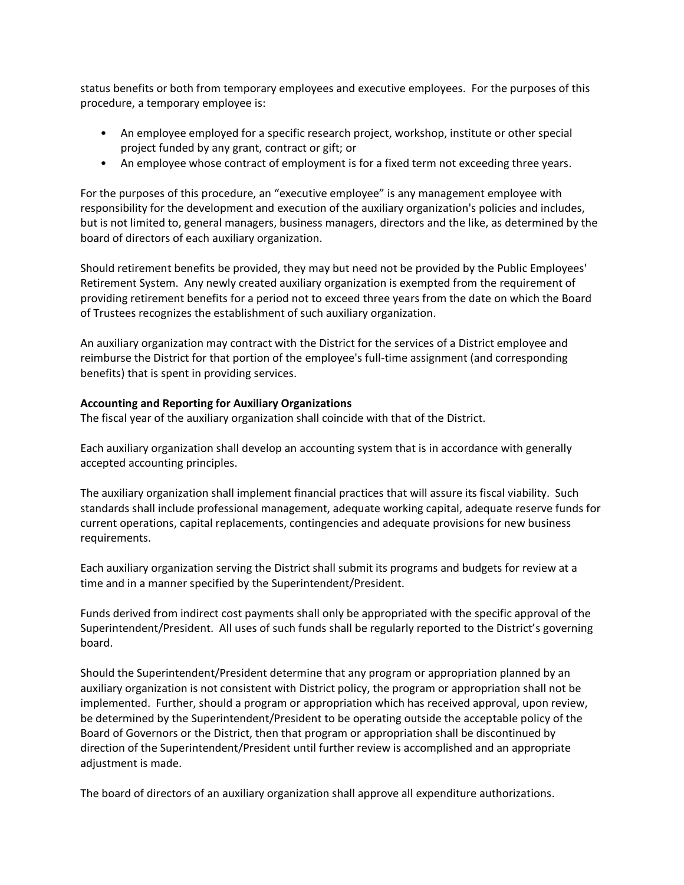status benefits or both from temporary employees and executive employees. For the purposes of this procedure, a temporary employee is:

- An employee employed for a specific research project, workshop, institute or other special project funded by any grant, contract or gift; or
- An employee whose contract of employment is for a fixed term not exceeding three years.

For the purposes of this procedure, an "executive employee" is any management employee with responsibility for the development and execution of the auxiliary organization's policies and includes, but is not limited to, general managers, business managers, directors and the like, as determined by the board of directors of each auxiliary organization.

Should retirement benefits be provided, they may but need not be provided by the Public Employees' Retirement System. Any newly created auxiliary organization is exempted from the requirement of providing retirement benefits for a period not to exceed three years from the date on which the Board of Trustees recognizes the establishment of such auxiliary organization.

An auxiliary organization may contract with the District for the services of a District employee and reimburse the District for that portion of the employee's full-time assignment (and corresponding benefits) that is spent in providing services.

**Accounting and Reporting for Auxiliary Organizations**

The fiscal year of the auxiliary organization shall coincide with that of the District.

Each auxiliary organization shall develop an accounting system that is in accordance with generally accepted accounting principles.

The auxiliary organization shall implement financial practices that will assure its fiscal viability. Such standards shall include professional management, adequate working capital, adequate reserve funds for current operations, capital replacements, contingencies and adequate provisions for new business requirements.

Each auxiliary organization serving the District shall submit its programs and budgets for review at a time and in a manner specified by the Superintendent/President.

Funds derived from indirect cost payments shall only be appropriated with the specific approval of the Superintendent/President. All uses of such funds shall be regularly reported to the District's governing board.

Should the Superintendent/President determine that any program or appropriation planned by an auxiliary organization is not consistent with District policy, the program or appropriation shall not be implemented. Further, should a program or appropriation which has received approval, upon review, be determined by the Superintendent/President to be operating outside the acceptable policy of the Board of Governors or the District, then that program or appropriation shall be discontinued by direction of the Superintendent/President until further review is accomplished and an appropriate adjustment is made.

The board of directors of an auxiliary organization shall approve all expenditure authorizations.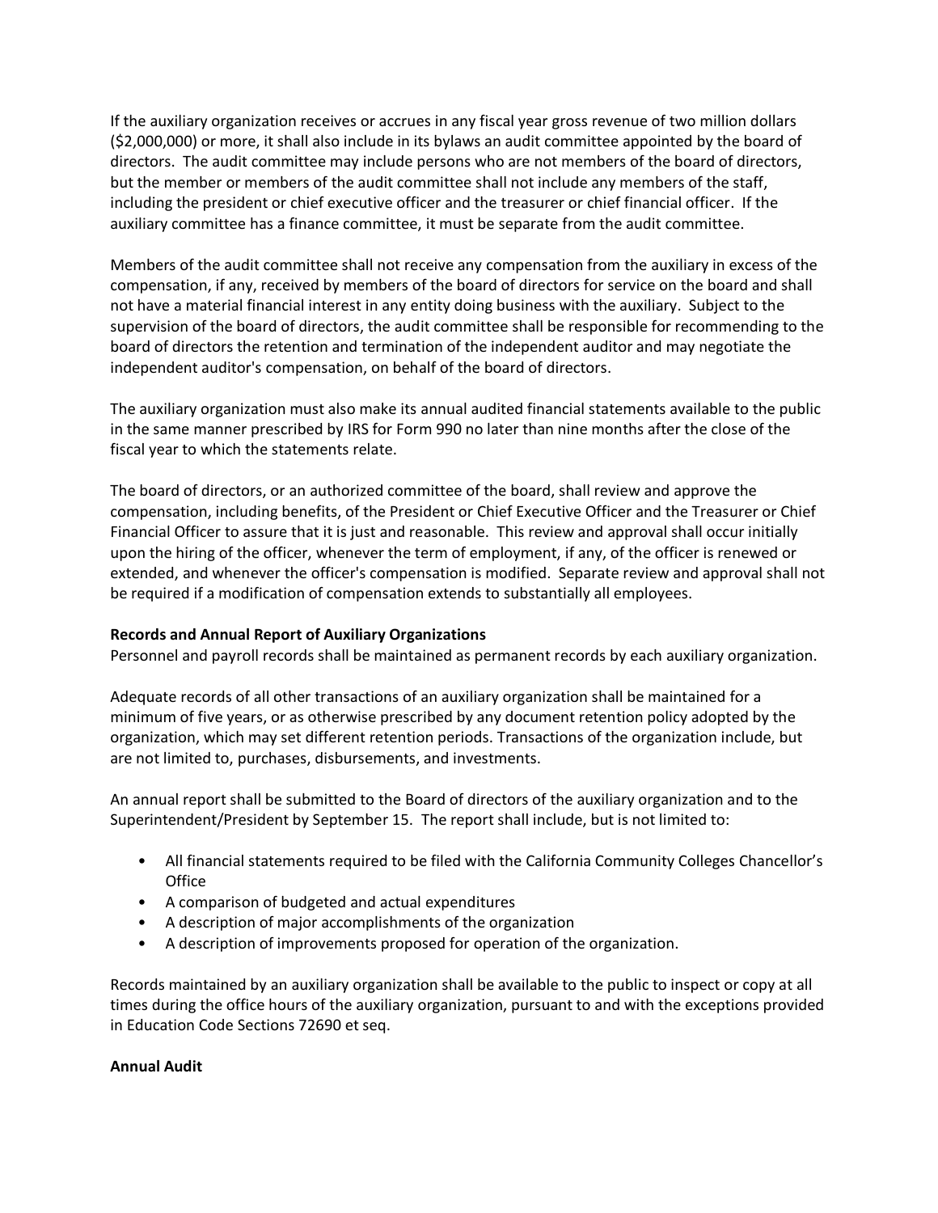If the auxiliary organization receives or accrues in any fiscal year gross revenue of two million dollars ($2,000,000) or more, it shall also include in its bylaws an audit committee appointed by the board of directors. The audit committee may include persons who are not members of the board of directors, but the member or members of the audit committee shall not include any members of the staff, including the president or chief executive officer and the treasurer or chief financial officer. If the auxiliary committee has a finance committee, it must be separate from the audit committee.

Members of the audit committee shall not receive any compensation from the auxiliary in excess of the compensation, if any, received by members of the board of directors for service on the board and shall not have a material financial interest in any entity doing business with the auxiliary. Subject to the supervision of the board of directors, the audit committee shall be responsible for recommending to the board of directors the retention and termination of the independent auditor and may negotiate the independent auditor's compensation, on behalf of the board of directors.

The auxiliary organization must also make its annual audited financial statements available to the public in the same manner prescribed by IRS for Form 990 no later than nine months after the close of the fiscal year to which the statements relate.

The board of directors, or an authorized committee of the board, shall review and approve the compensation, including benefits, of the President or Chief Executive Officer and the Treasurer or Chief Financial Officer to assure that it is just and reasonable. This review and approval shall occur initially upon the hiring of the officer, whenever the term of employment, if any, of the officer is renewed or extended, and whenever the officer's compensation is modified. Separate review and approval shall not be required if a modification of compensation extends to substantially all employees.

**Records and Annual Report of Auxiliary Organizations**

Personnel and payroll records shall be maintained as permanent records by each auxiliary organization.

Adequate records of all other transactions of an auxiliary organization shall be maintained for a minimum of five years, or as otherwise prescribed by any document retention policy adopted by the organization, which may set different retention periods. Transactions of the organization include, but are not limited to, purchases, disbursements, and investments.

An annual report shall be submitted to the Board of directors of the auxiliary organization and to the Superintendent/President by September 15. The report shall include, but is not limited to:

- All financial statements required to be filed with the California Community Colleges Chancellor's Office
- A comparison of budgeted and actual expenditures
- A description of major accomplishments of the organization
- A description of improvements proposed for operation of the organization.

Records maintained by an auxiliary organization shall be available to the public to inspect or copy at all times during the office hours of the auxiliary organization, pursuant to and with the exceptions provided in Education Code Sections 72690 et seq.

**Annual Audit**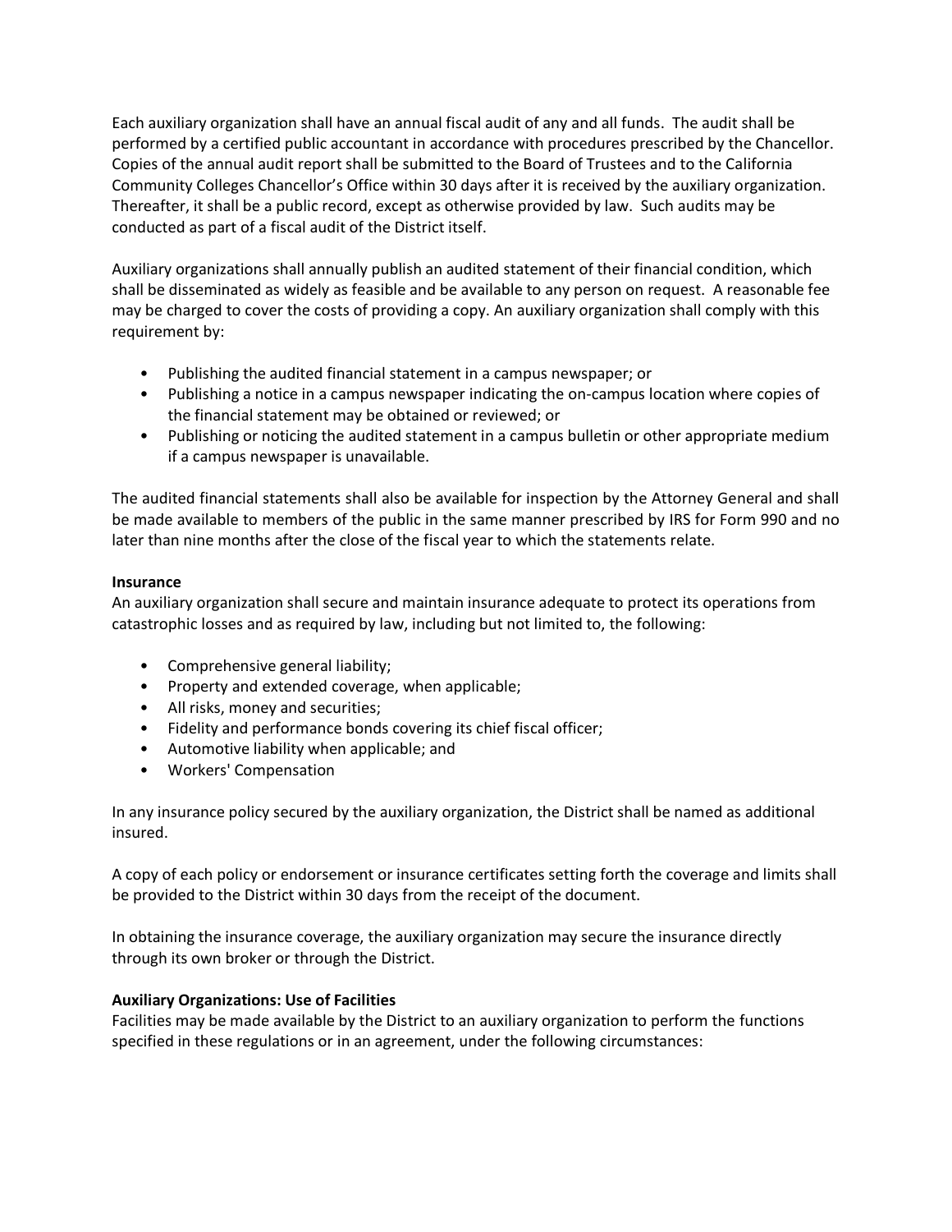Each auxiliary organization shall have an annual fiscal audit of any and all funds. The audit shall be performed by a certified public accountant in accordance with procedures prescribed by the Chancellor. Copies of the annual audit report shall be submitted to the Board of Trustees and to the California Community Colleges Chancellor's Office within 30 days after it is received by the auxiliary organization. Thereafter, it shall be a public record, except as otherwise provided by law. Such audits may be conducted as part of a fiscal audit of the District itself.

Auxiliary organizations shall annually publish an audited statement of their financial condition, which shall be disseminated as widely as feasible and be available to any person on request. A reasonable fee may be charged to cover the costs of providing a copy. An auxiliary organization shall comply with this requirement by:

- Publishing the audited financial statement in a campus newspaper; or
- Publishing a notice in a campus newspaper indicating the on-campus location where copies of the financial statement may be obtained or reviewed; or
- Publishing or noticing the audited statement in a campus bulletin or other appropriate medium if a campus newspaper is unavailable.

The audited financial statements shall also be available for inspection by the Attorney General and shall be made available to members of the public in the same manner prescribed by IRS for Form 990 and no later than nine months after the close of the fiscal year to which the statements relate.

**Insurance**

An auxiliary organization shall secure and maintain insurance adequate to protect its operations from catastrophic losses and as required by law, including but not limited to, the following:

- Comprehensive general liability;
- Property and extended coverage, when applicable;
- All risks, money and securities;
- Fidelity and performance bonds covering its chief fiscal officer;
- Automotive liability when applicable; and
- Workers' Compensation

In any insurance policy secured by the auxiliary organization, the District shall be named as additional insured.

A copy of each policy or endorsement or insurance certificates setting forth the coverage and limits shall be provided to the District within 30 days from the receipt of the document.

In obtaining the insurance coverage, the auxiliary organization may secure the insurance directly through its own broker or through the District.

**Auxiliary Organizations: Use of Facilities**

Facilities may be made available by the District to an auxiliary organization to perform the functions specified in these regulations or in an agreement, under the following circumstances: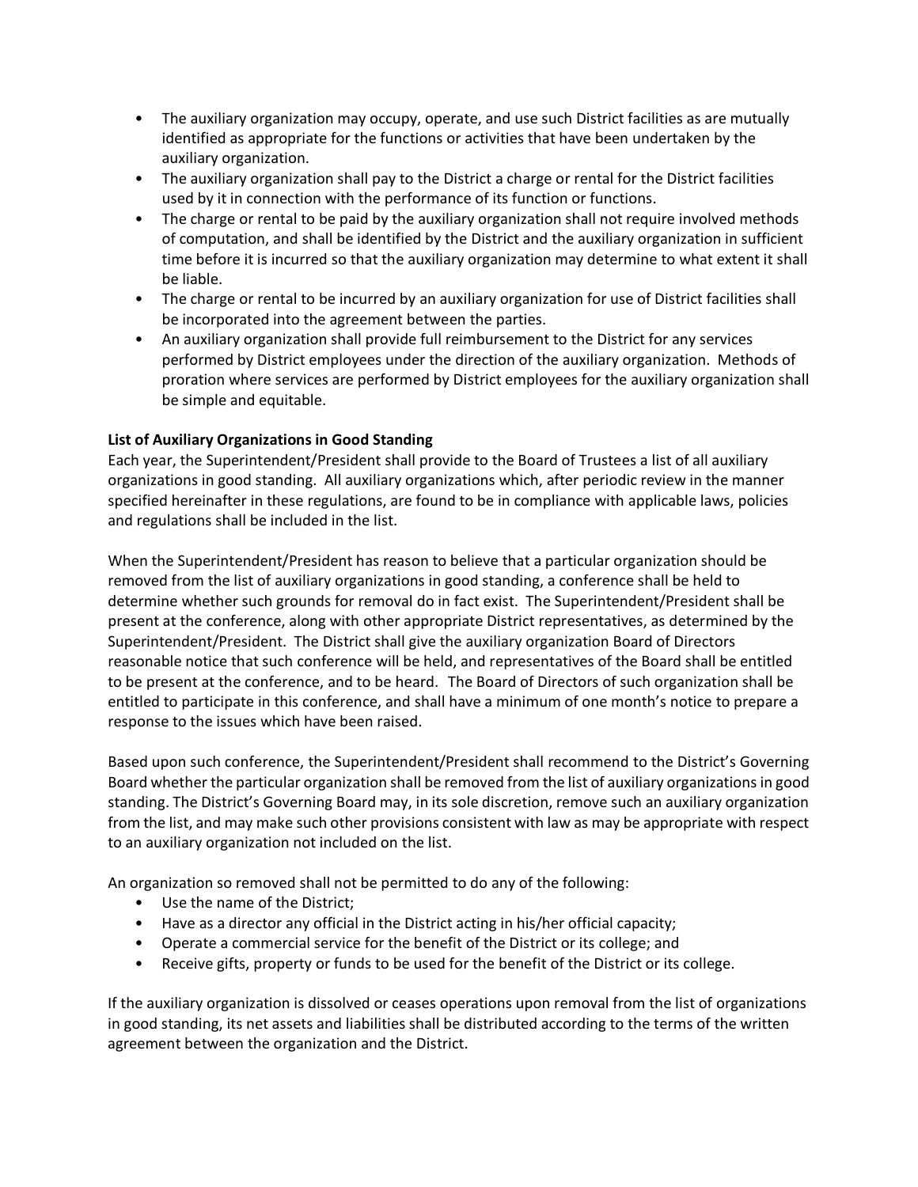- The auxiliary organization may occupy, operate, and use such District facilities as are mutually identified as appropriate for the functions or activities that have been undertaken by the auxiliary organization.
- The auxiliary organization shall pay to the District a charge or rental for the District facilities used by it in connection with the performance of its function or functions.
- The charge or rental to be paid by the auxiliary organization shall not require involved methods of computation, and shall be identified by the District and the auxiliary organization in sufficient time before it is incurred so that the auxiliary organization may determine to what extent it shall be liable.
- The charge or rental to be incurred by an auxiliary organization for use of District facilities shall be incorporated into the agreement between the parties.
- An auxiliary organization shall provide full reimbursement to the District for any services performed by District employees under the direction of the auxiliary organization. Methods of proration where services are performed by District employees for the auxiliary organization shall be simple and equitable.

**List of Auxiliary Organizations in Good Standing**

Each year, the Superintendent/President shall provide to the Board of Trustees a list of all auxiliary organizations in good standing. All auxiliary organizations which, after periodic review in the manner specified hereinafter in these regulations, are found to be in compliance with applicable laws, policies and regulations shall be included in the list.

When the Superintendent/President has reason to believe that a particular organization should be removed from the list of auxiliary organizations in good standing, a conference shall be held to determine whether such grounds for removal do in fact exist. The Superintendent/President shall be present at the conference, along with other appropriate District representatives, as determined by the Superintendent/President. The District shall give the auxiliary organization Board of Directors reasonable notice that such conference will be held, and representatives of the Board shall be entitled to be present at the conference, and to be heard. The Board of Directors of such organization shall be entitled to participate in this conference, and shall have a minimum of one month's notice to prepare a response to the issues which have been raised.

Based upon such conference, the Superintendent/President shall recommend to the District's Governing Board whether the particular organization shall be removed from the list of auxiliary organizations in good standing. The District's Governing Board may, in its sole discretion, remove such an auxiliary organization from the list, and may make such other provisions consistent with law as may be appropriate with respect to an auxiliary organization not included on the list.

An organization so removed shall not be permitted to do any of the following:

- Use the name of the District;
- Have as a director any official in the District acting in his/her official capacity;
- Operate a commercial service for the benefit of the District or its college; and
- Receive gifts, property or funds to be used for the benefit of the District or its college.

If the auxiliary organization is dissolved or ceases operations upon removal from the list of organizations in good standing, its net assets and liabilities shall be distributed according to the terms of the written agreement between the organization and the District.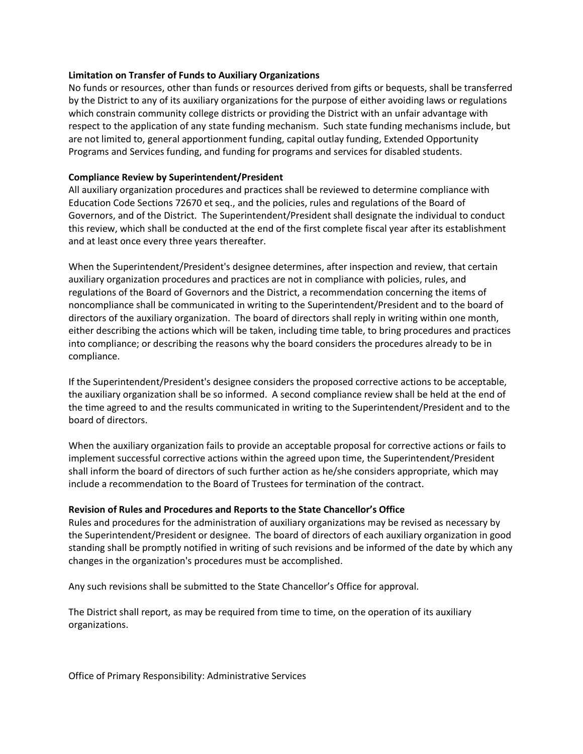**Limitation on Transfer of Funds to Auxiliary Organizations**

No funds or resources, other than funds or resources derived from gifts or bequests, shall be transferred by the District to any of its auxiliary organizations for the purpose of either avoiding laws or regulations which constrain community college districts or providing the District with an unfair advantage with respect to the application of any state funding mechanism. Such state funding mechanisms include, but are not limited to, general apportionment funding, capital outlay funding, Extended Opportunity Programs and Services funding, and funding for programs and services for disabled students.

**Compliance Review by Superintendent/President**

All auxiliary organization procedures and practices shall be reviewed to determine compliance with Education Code Sections 72670 et seq., and the policies, rules and regulations of the Board of Governors, and of the District. The Superintendent/President shall designate the individual to conduct this review, which shall be conducted at the end of the first complete fiscal year after its establishment and at least once every three years thereafter.

When the Superintendent/President's designee determines, after inspection and review, that certain auxiliary organization procedures and practices are not in compliance with policies, rules, and regulations of the Board of Governors and the District, a recommendation concerning the items of noncompliance shall be communicated in writing to the Superintendent/President and to the board of directors of the auxiliary organization. The board of directors shall reply in writing within one month, either describing the actions which will be taken, including time table, to bring procedures and practices into compliance; or describing the reasons why the board considers the procedures already to be in compliance.

If the Superintendent/President's designee considers the proposed corrective actions to be acceptable, the auxiliary organization shall be so informed. A second compliance review shall be held at the end of the time agreed to and the results communicated in writing to the Superintendent/President and to the board of directors.

When the auxiliary organization fails to provide an acceptable proposal for corrective actions or fails to implement successful corrective actions within the agreed upon time, the Superintendent/President shall inform the board of directors of such further action as he/she considers appropriate, which may include a recommendation to the Board of Trustees for termination of the contract.

**Revision of Rules and Procedures and Reports to the State Chancellor's Office**

Rules and procedures for the administration of auxiliary organizations may be revised as necessary by the Superintendent/President or designee. The board of directors of each auxiliary organization in good standing shall be promptly notified in writing of such revisions and be informed of the date by which any changes in the organization's procedures must be accomplished.

Any such revisions shall be submitted to the State Chancellor's Office for approval.

The District shall report, as may be required from time to time, on the operation of its auxiliary organizations.

Office of Primary Responsibility: Administrative Services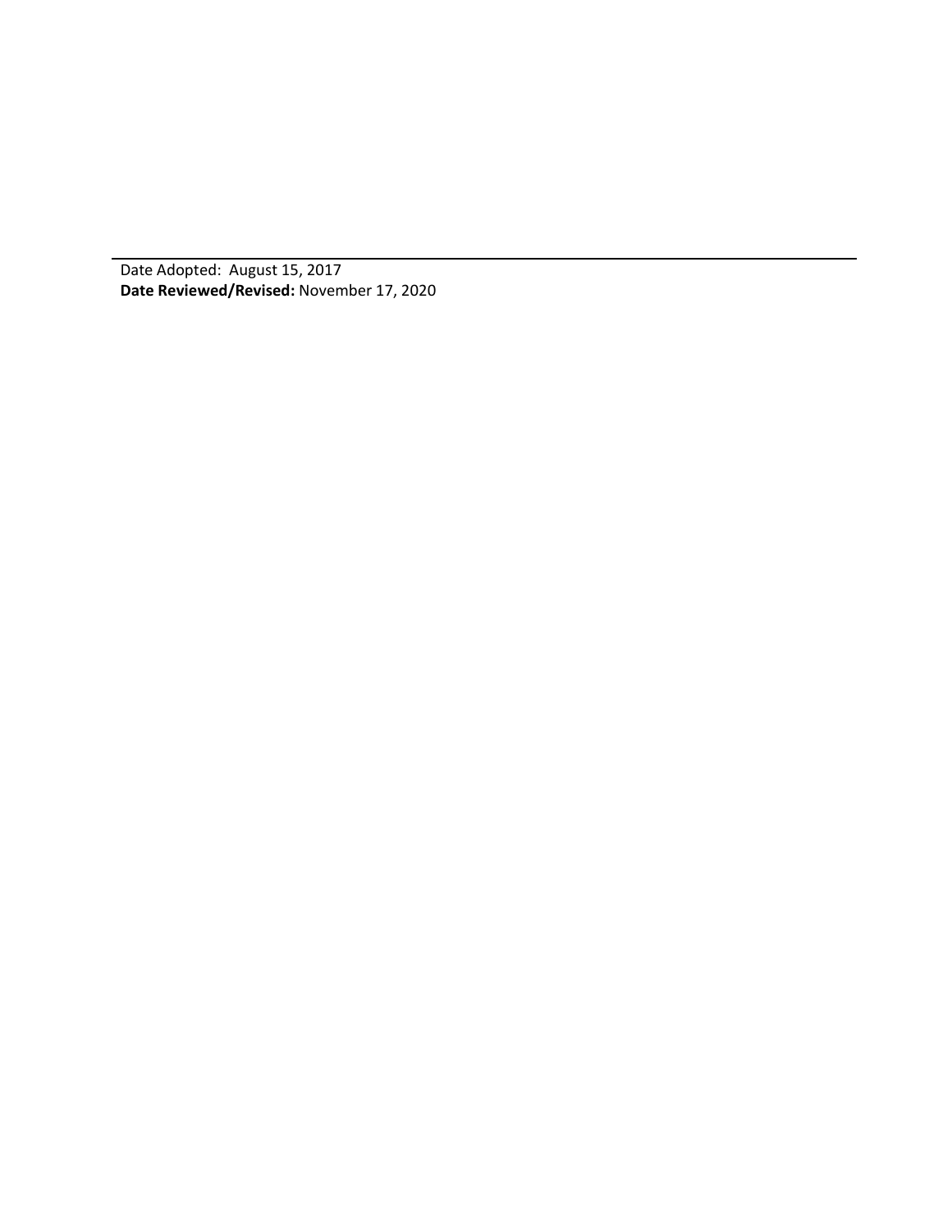Date Adopted: August 15, 2017
**Date Reviewed/Revised:** November 17, 2020